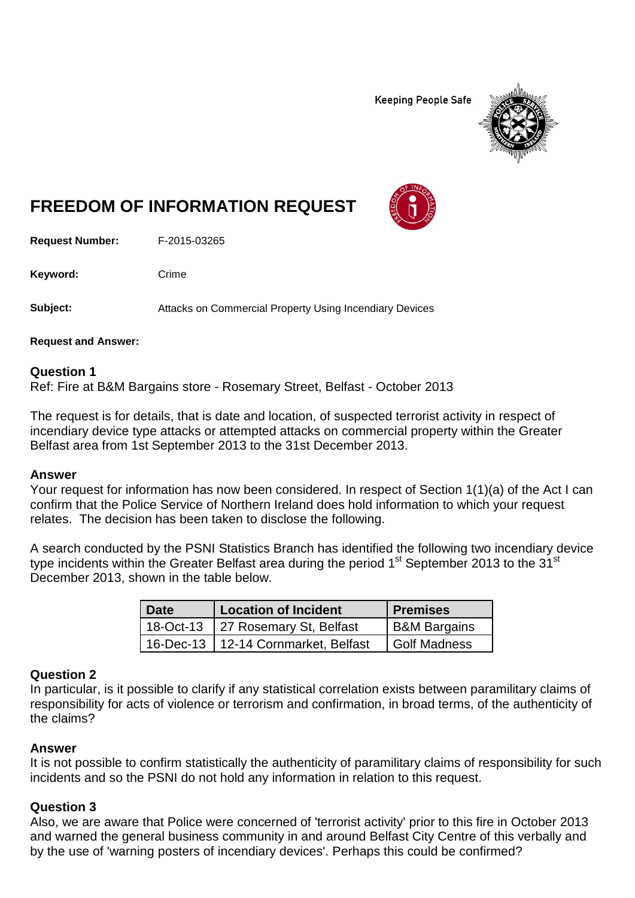Keeping People Safe

# FREEDOM OF INFORMATION REQUEST

**Request Number:** F-2015-03265

**Keyword:** Crime

**Subject:** Attacks on Commercial Property Using Incendiary Devices

**Request and Answer:**

## Question 1

Ref: Fire at B&M Bargains store - Rosemary Street, Belfast - October 2013

The request is for details, that is date and location, of suspected terrorist activity in respect of incendiary device type attacks or attempted attacks on commercial property within the Greater Belfast area from 1st September 2013 to the 31st December 2013.

## Answer

Your request for information has now been considered. In respect of Section 1(1)(a) of the Act I can confirm that the Police Service of Northern Ireland does hold information to which your request relates. The decision has been taken to disclose the following.

A search conducted by the PSNI Statistics Branch has identified the following two incendiary device type incidents within the Greater Belfast area during the period 1st September 2013 to the 31st December 2013, shown in the table below.

| Date | Location of Incident | Premises |
|---|---|---|
| 18-Oct-13 | 27 Rosemary St, Belfast | B&M Bargains |
| 16-Dec-13 | 12-14 Cornmarket, Belfast | Golf Madness |

## Question 2

In particular, is it possible to clarify if any statistical correlation exists between paramilitary claims of responsibility for acts of violence or terrorism and confirmation, in broad terms, of the authenticity of the claims?

## Answer

It is not possible to confirm statistically the authenticity of paramilitary claims of responsibility for such incidents and so the PSNI do not hold any information in relation to this request.

## Question 3

Also, we are aware that Police were concerned of 'terrorist activity' prior to this fire in October 2013 and warned the general business community in and around Belfast City Centre of this verbally and by the use of 'warning posters of incendiary devices'. Perhaps this could be confirmed?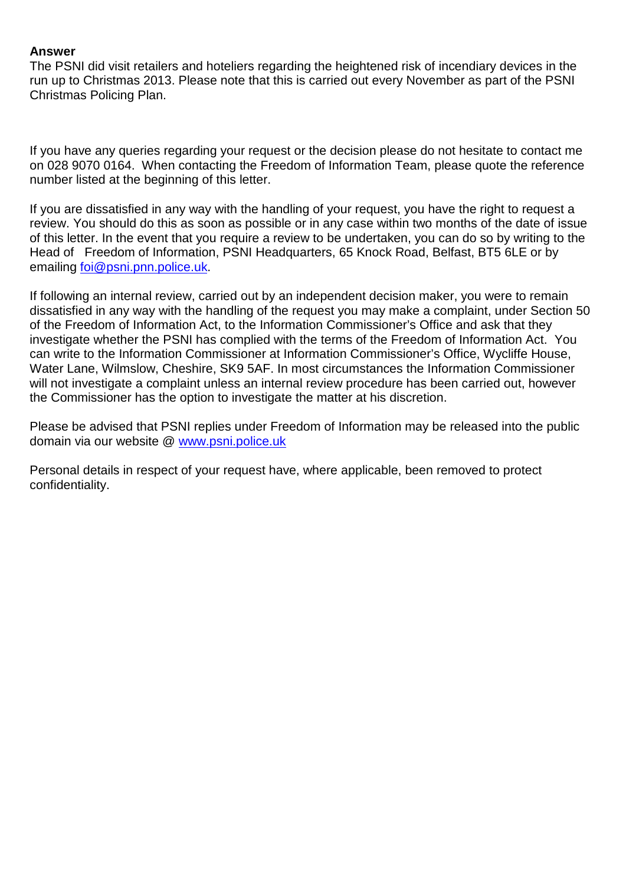**Answer**

The PSNI did visit retailers and hoteliers regarding the heightened risk of incendiary devices in the run up to Christmas 2013. Please note that this is carried out every November as part of the PSNI Christmas Policing Plan.

If you have any queries regarding your request or the decision please do not hesitate to contact me on 028 9070 0164. When contacting the Freedom of Information Team, please quote the reference number listed at the beginning of this letter.

If you are dissatisfied in any way with the handling of your request, you have the right to request a review. You should do this as soon as possible or in any case within two months of the date of issue of this letter. In the event that you require a review to be undertaken, you can do so by writing to the Head of Freedom of Information, PSNI Headquarters, 65 Knock Road, Belfast, BT5 6LE or by emailing foi@psni.pnn.police.uk.

If following an internal review, carried out by an independent decision maker, you were to remain dissatisfied in any way with the handling of the request you may make a complaint, under Section 50 of the Freedom of Information Act, to the Information Commissioner's Office and ask that they investigate whether the PSNI has complied with the terms of the Freedom of Information Act. You can write to the Information Commissioner at Information Commissioner's Office, Wycliffe House, Water Lane, Wilmslow, Cheshire, SK9 5AF. In most circumstances the Information Commissioner will not investigate a complaint unless an internal review procedure has been carried out, however the Commissioner has the option to investigate the matter at his discretion.

Please be advised that PSNI replies under Freedom of Information may be released into the public domain via our website @ www.psni.police.uk

Personal details in respect of your request have, where applicable, been removed to protect confidentiality.